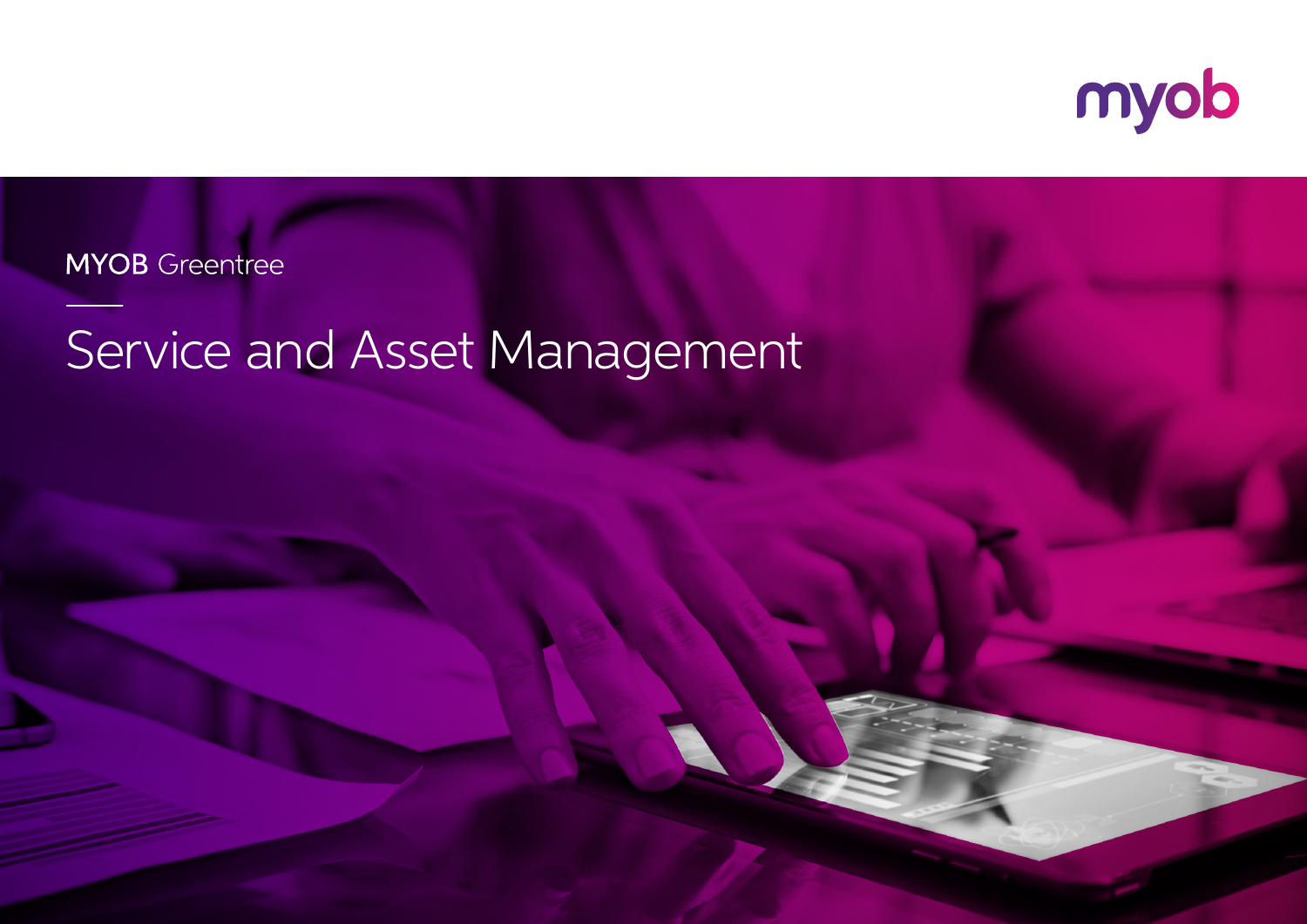myob

MYOB Greentree

# Service and Asset Management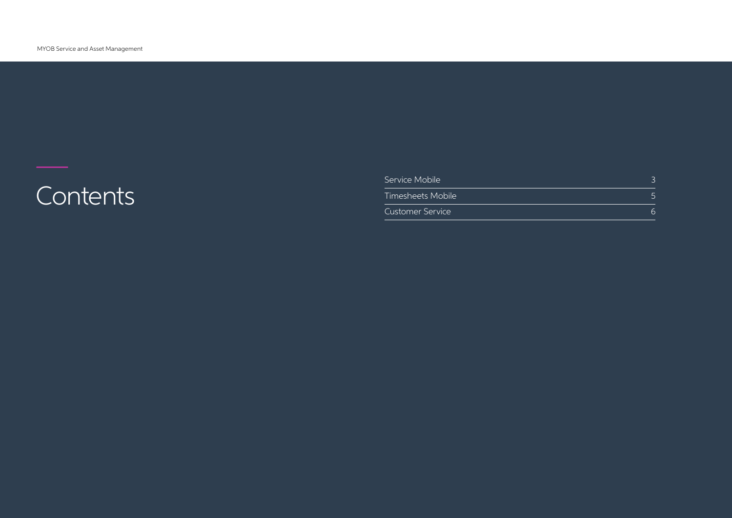# Contents

| | |
|---|---|
| Service Mobile | 3 |
| Timesheets Mobile | 5 |
| Customer Service | 6 |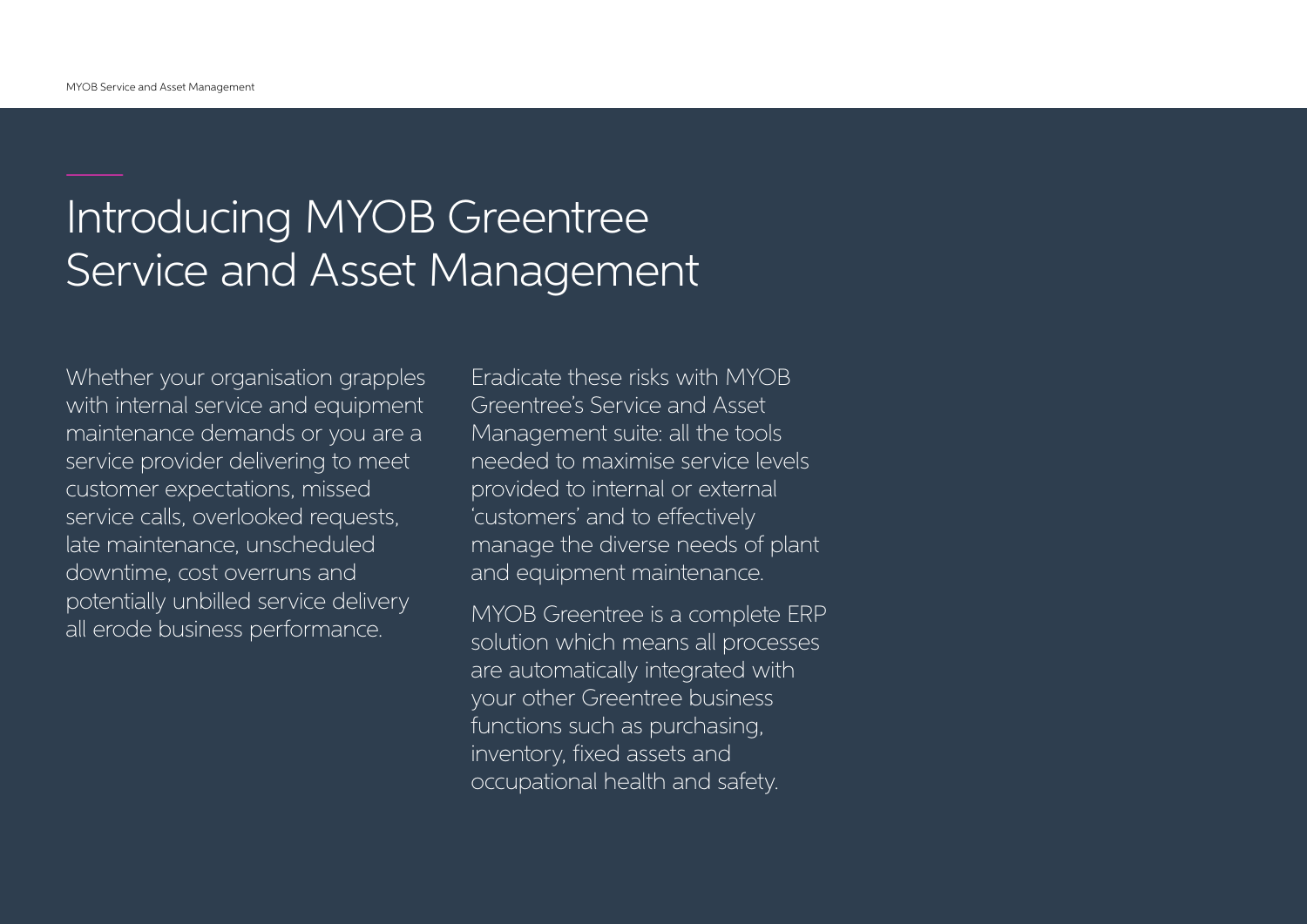# Introducing MYOB Greentree Service and Asset Management

Whether your organisation grapples with internal service and equipment maintenance demands or you are a service provider delivering to meet customer expectations, missed service calls, overlooked requests, late maintenance, unscheduled downtime, cost overruns and potentially unbilled service delivery all erode business performance.

Eradicate these risks with MYOB Greentree's Service and Asset Management suite: all the tools needed to maximise service levels provided to internal or external 'customers' and to effectively manage the diverse needs of plant and equipment maintenance.

MYOB Greentree is a complete ERP solution which means all processes are automatically integrated with your other Greentree business functions such as purchasing, inventory, fixed assets and occupational health and safety.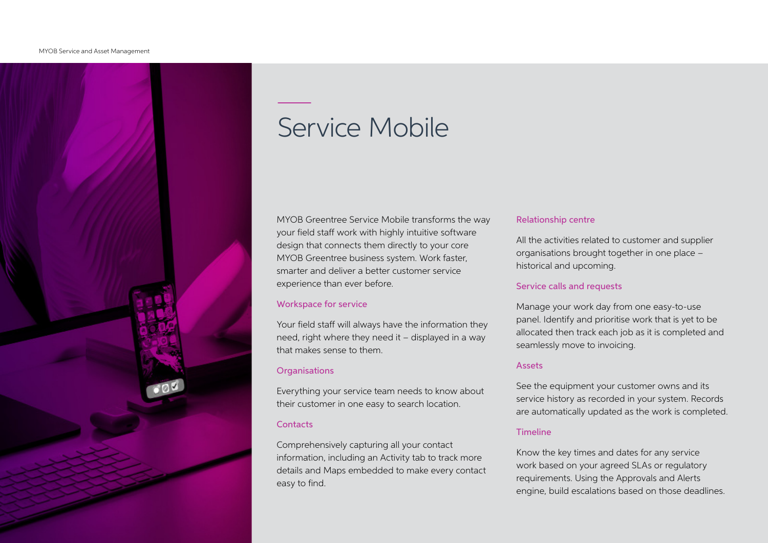# Service Mobile

MYOB Greentree Service Mobile transforms the way your field staff work with highly intuitive software design that connects them directly to your core MYOB Greentree business system. Work faster, smarter and deliver a better customer service experience than ever before.

### Workspace for service

Your field staff will always have the information they need, right where they need it – displayed in a way that makes sense to them.

### Organisations

Everything your service team needs to know about their customer in one easy to search location.

### Contacts

Comprehensively capturing all your contact information, including an Activity tab to track more details and Maps embedded to make every contact easy to find.

### Relationship centre

All the activities related to customer and supplier organisations brought together in one place – historical and upcoming.

### Service calls and requests

Manage your work day from one easy-to-use panel. Identify and prioritise work that is yet to be allocated then track each job as it is completed and seamlessly move to invoicing.

### Assets

See the equipment your customer owns and its service history as recorded in your system. Records are automatically updated as the work is completed.

### Timeline

Know the key times and dates for any service work based on your agreed SLAs or regulatory requirements. Using the Approvals and Alerts engine, build escalations based on those deadlines.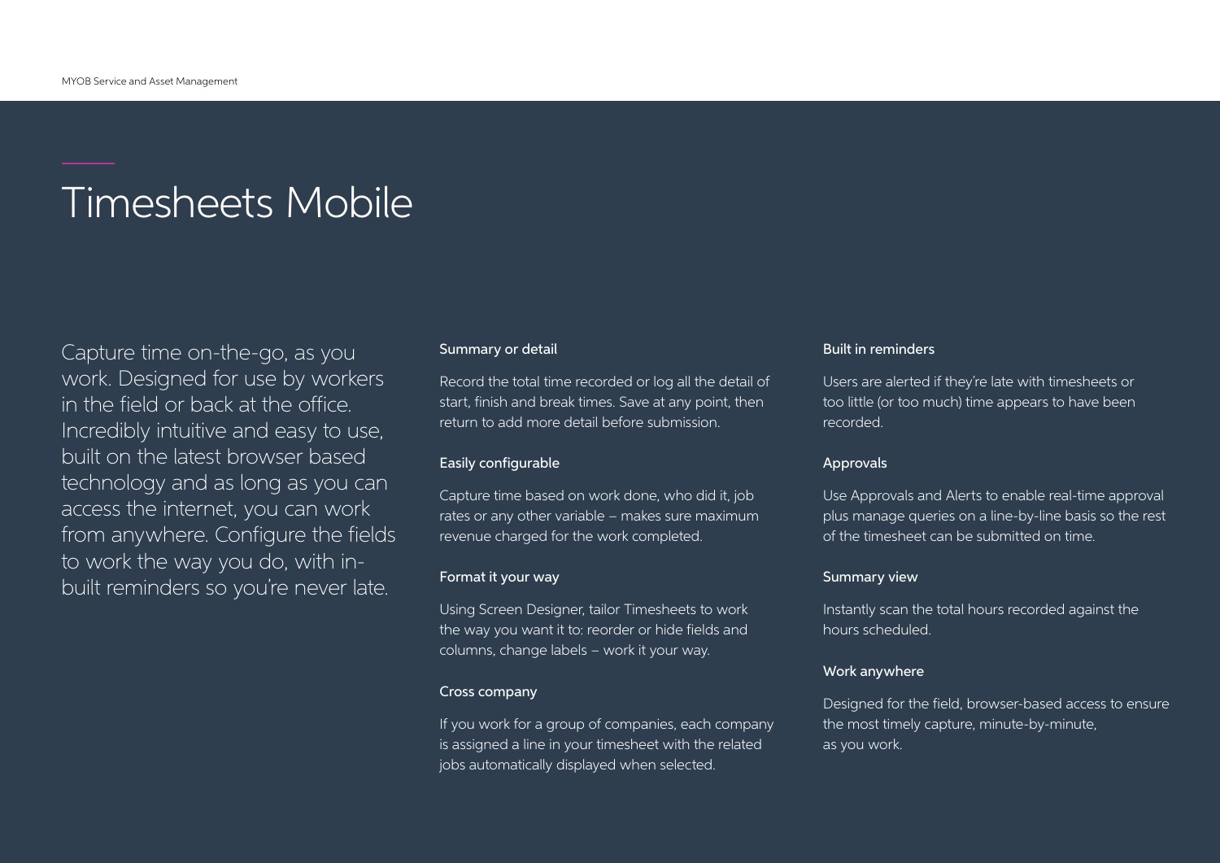# Timesheets Mobile

Capture time on-the-go, as you work. Designed for use by workers in the field or back at the office. Incredibly intuitive and easy to use, built on the latest browser based technology and as long as you can access the internet, you can work from anywhere. Configure the fields to work the way you do, with in-built reminders so you're never late.

### Summary or detail

Record the total time recorded or log all the detail of start, finish and break times. Save at any point, then return to add more detail before submission.

### Easily configurable

Capture time based on work done, who did it, job rates or any other variable – makes sure maximum revenue charged for the work completed.

### Format it your way

Using Screen Designer, tailor Timesheets to work the way you want it to: reorder or hide fields and columns, change labels – work it your way.

### Cross company

If you work for a group of companies, each company is assigned a line in your timesheet with the related jobs automatically displayed when selected.

### Built in reminders

Users are alerted if they're late with timesheets or too little (or too much) time appears to have been recorded.

### Approvals

Use Approvals and Alerts to enable real-time approval plus manage queries on a line-by-line basis so the rest of the timesheet can be submitted on time.

### Summary view

Instantly scan the total hours recorded against the hours scheduled.

### Work anywhere

Designed for the field, browser-based access to ensure the most timely capture, minute-by-minute, as you work.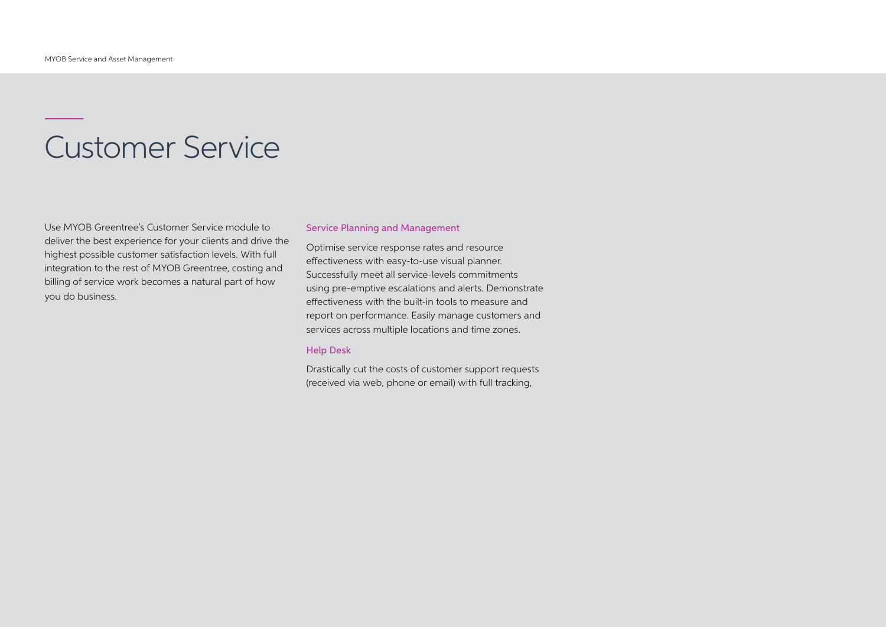# Customer Service

Use MYOB Greentree's Customer Service module to deliver the best experience for your clients and drive the highest possible customer satisfaction levels. With full integration to the rest of MYOB Greentree, costing and billing of service work becomes a natural part of how you do business.

### Service Planning and Management

Optimise service response rates and resource effectiveness with easy-to-use visual planner. Successfully meet all service-levels commitments using pre-emptive escalations and alerts. Demonstrate effectiveness with the built-in tools to measure and report on performance. Easily manage customers and services across multiple locations and time zones.

### Help Desk

Drastically cut the costs of customer support requests (received via web, phone or email) with full tracking,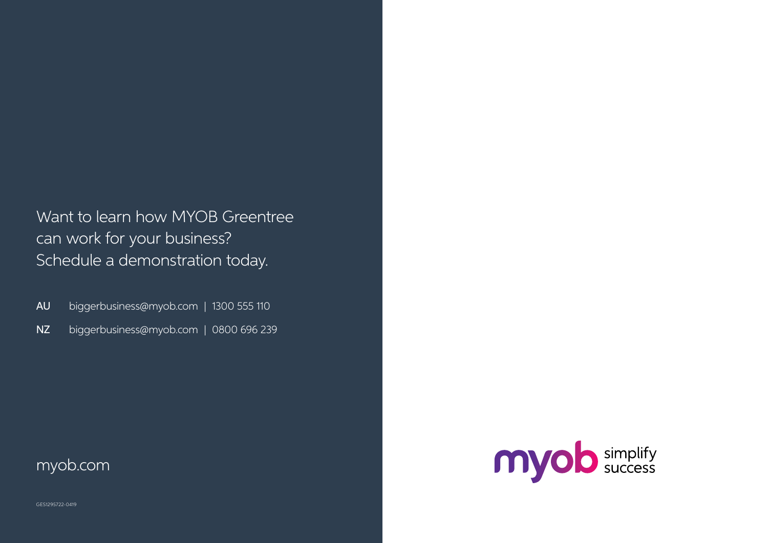Want to learn how MYOB Greentree can work for your business? Schedule a demonstration today.

**AU** biggerbusiness@myob.com | 1300 555 110

**NZ** biggerbusiness@myob.com | 0800 696 239

myob.com

GES1295722-0419

myob simplify success